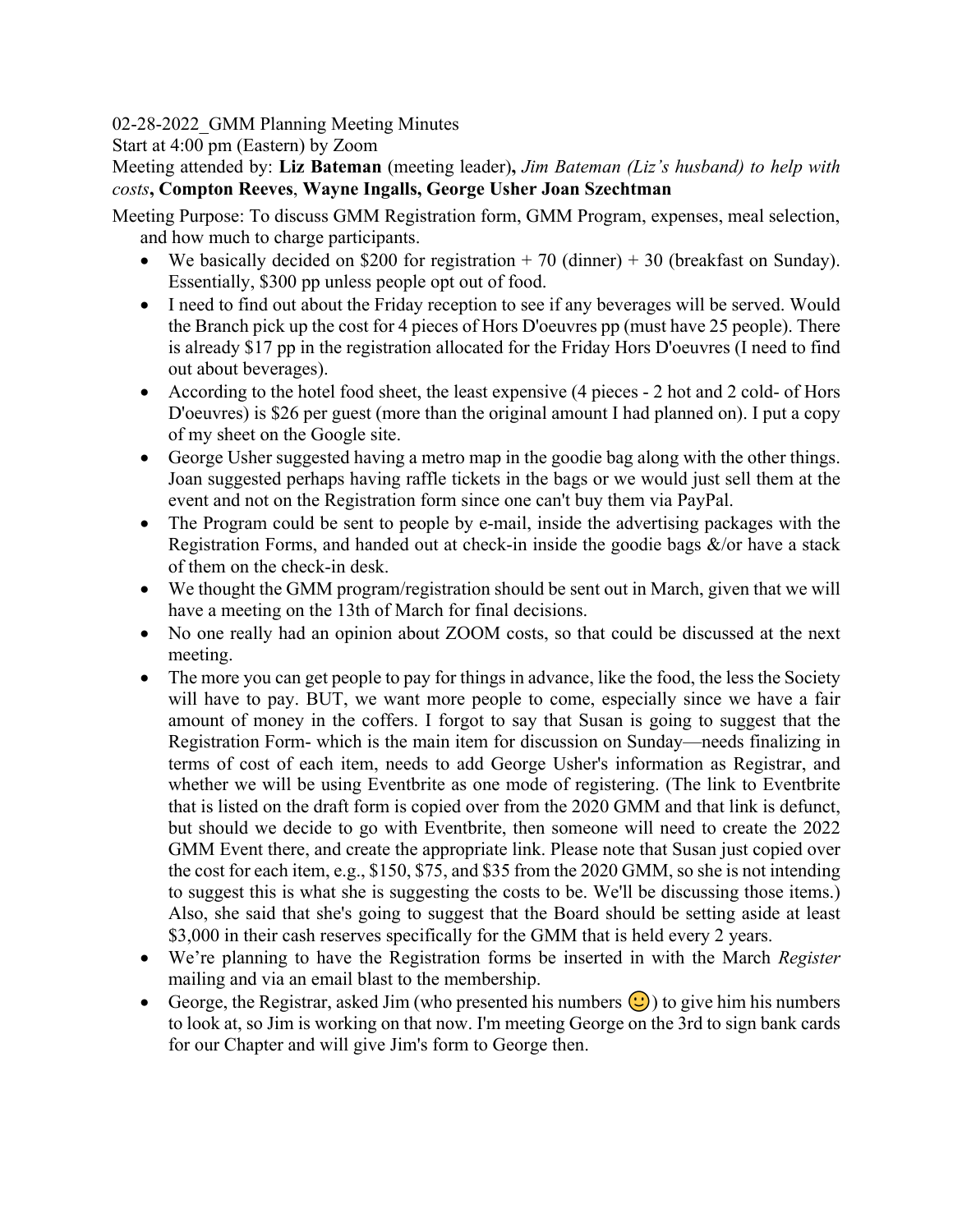02-28-2022_GMM Planning Meeting Minutes

Start at 4:00 pm (Eastern) by Zoom

Meeting attended by: **Liz Bateman** (meeting leader)**,** *Jim Bateman (Liz's husband) to help with costs***, Compton Reeves**, **Wayne Ingalls, George Usher Joan Szechtman**

Meeting Purpose: To discuss GMM Registration form, GMM Program, expenses, meal selection, and how much to charge participants.

- We basically decided on $200 for registration + 70 (dinner) + 30 (breakfast on Sunday). Essentially, $300 pp unless people opt out of food.
- I need to find out about the Friday reception to see if any beverages will be served. Would the Branch pick up the cost for 4 pieces of Hors D'oeuvres pp (must have 25 people). There is already $17 pp in the registration allocated for the Friday Hors D'oeuvres (I need to find out about beverages).
- According to the hotel food sheet, the least expensive (4 pieces - 2 hot and 2 cold- of Hors D'oeuvres) is $26 per guest (more than the original amount I had planned on). I put a copy of my sheet on the Google site.
- George Usher suggested having a metro map in the goodie bag along with the other things. Joan suggested perhaps having raffle tickets in the bags or we would just sell them at the event and not on the Registration form since one can't buy them via PayPal.
- The Program could be sent to people by e-mail, inside the advertising packages with the Registration Forms, and handed out at check-in inside the goodie bags &/or have a stack of them on the check-in desk.
- We thought the GMM program/registration should be sent out in March, given that we will have a meeting on the 13th of March for final decisions.
- No one really had an opinion about ZOOM costs, so that could be discussed at the next meeting.
- The more you can get people to pay for things in advance, like the food, the less the Society will have to pay. BUT, we want more people to come, especially since we have a fair amount of money in the coffers. I forgot to say that Susan is going to suggest that the Registration Form- which is the main item for discussion on Sunday—needs finalizing in terms of cost of each item, needs to add George Usher's information as Registrar, and whether we will be using Eventbrite as one mode of registering. (The link to Eventbrite that is listed on the draft form is copied over from the 2020 GMM and that link is defunct, but should we decide to go with Eventbrite, then someone will need to create the 2022 GMM Event there, and create the appropriate link. Please note that Susan just copied over the cost for each item, e.g., $150, $75, and $35 from the 2020 GMM, so she is not intending to suggest this is what she is suggesting the costs to be. We'll be discussing those items.) Also, she said that she's going to suggest that the Board should be setting aside at least $3,000 in their cash reserves specifically for the GMM that is held every 2 years.
- We're planning to have the Registration forms be inserted in with the March *Register* mailing and via an email blast to the membership.
- George, the Registrar, asked Jim (who presented his numbers 🙂) to give him his numbers to look at, so Jim is working on that now. I'm meeting George on the 3rd to sign bank cards for our Chapter and will give Jim's form to George then.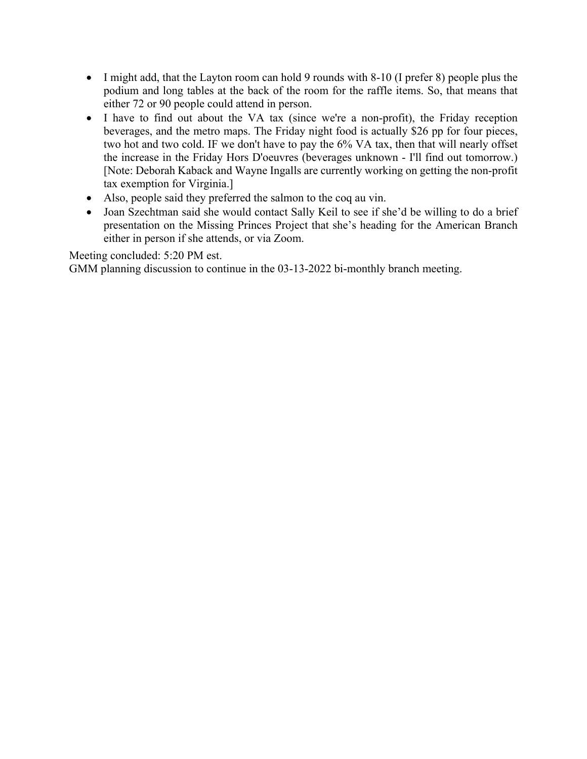- I might add, that the Layton room can hold 9 rounds with 8-10 (I prefer 8) people plus the podium and long tables at the back of the room for the raffle items. So, that means that either 72 or 90 people could attend in person.
- I have to find out about the VA tax (since we're a non-profit), the Friday reception beverages, and the metro maps. The Friday night food is actually $26 pp for four pieces, two hot and two cold. IF we don't have to pay the 6% VA tax, then that will nearly offset the increase in the Friday Hors D'oeuvres (beverages unknown - I'll find out tomorrow.) [Note: Deborah Kaback and Wayne Ingalls are currently working on getting the non-profit tax exemption for Virginia.]
- Also, people said they preferred the salmon to the coq au vin.
- Joan Szechtman said she would contact Sally Keil to see if she'd be willing to do a brief presentation on the Missing Princes Project that she's heading for the American Branch either in person if she attends, or via Zoom.

Meeting concluded: 5:20 PM est.
GMM planning discussion to continue in the 03-13-2022 bi-monthly branch meeting.